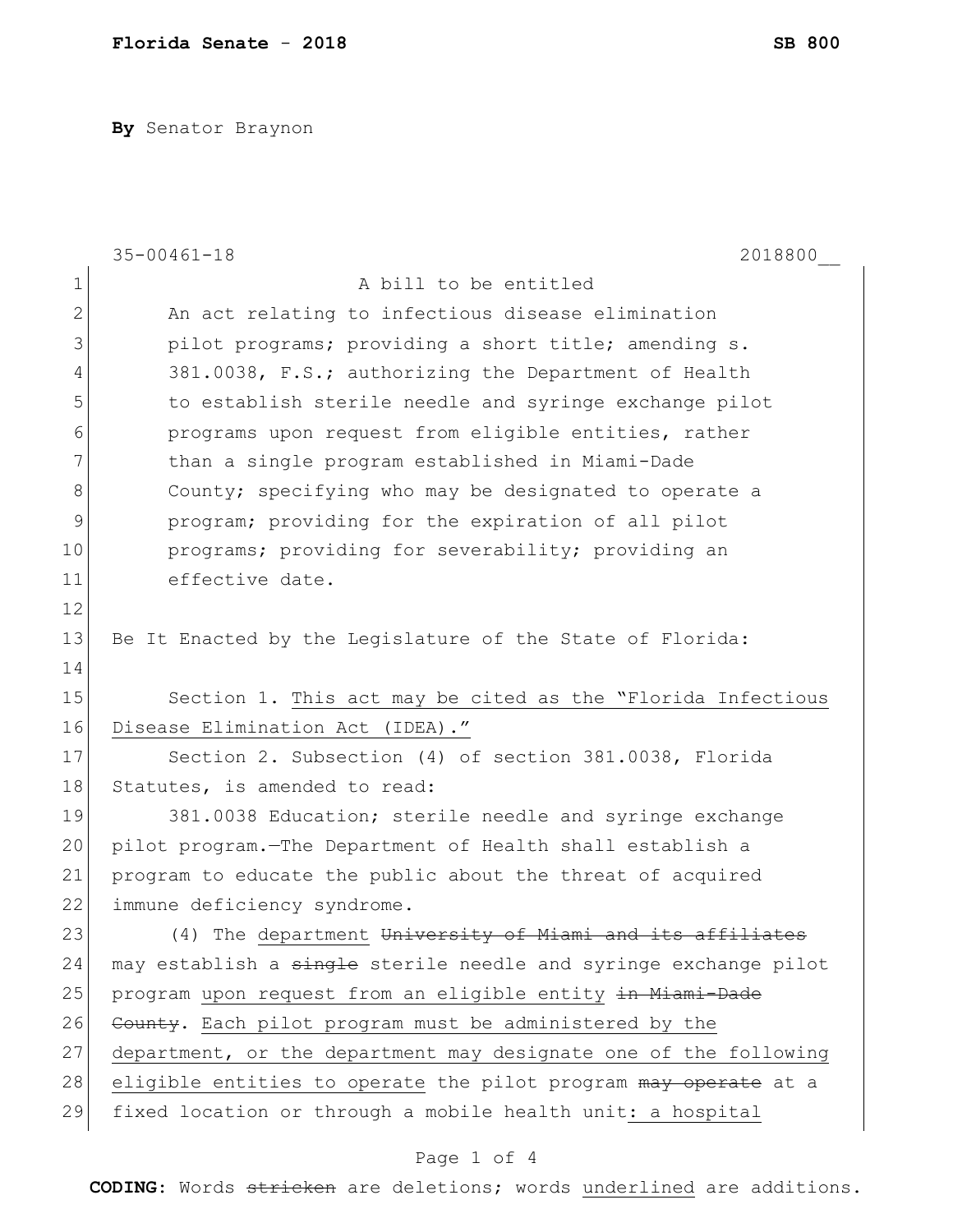**Florida Senate - 2018** **SB 800**

**By** Senator Braynon

35-00461-18 2018800__

1 A bill to be entitled
2 An act relating to infectious disease elimination
3 pilot programs; providing a short title; amending s.
4 381.0038, F.S.; authorizing the Department of Health
5 to establish sterile needle and syringe exchange pilot
6 programs upon request from eligible entities, rather
7 than a single program established in Miami-Dade
8 County; specifying who may be designated to operate a
9 program; providing for the expiration of all pilot
10 programs; providing for severability; providing an
11 effective date.
12
13 Be It Enacted by the Legislature of the State of Florida:
14
15 Section 1. <u>This act may be cited as the "Florida Infectious</u>
16 <u>Disease Elimination Act (IDEA)."</u>
17 Section 2. Subsection (4) of section 381.0038, Florida
18 Statutes, is amended to read:
19 381.0038 Education; sterile needle and syringe exchange
20 pilot program.—The Department of Health shall establish a
21 program to educate the public about the threat of acquired
22 immune deficiency syndrome.
23 (4) The <u>department</u> ~~University of Miami and its affiliates~~
24 may establish a ~~single~~ sterile needle and syringe exchange pilot
25 program <u>upon request from an eligible entity</u> ~~in Miami-Dade~~
26 ~~County~~. <u>Each pilot program must be administered by the</u>
27 <u>department, or the department may designate one of the following</u>
28 <u>eligible entities to operate</u> the pilot program ~~may operate~~ at a
29 fixed location or through a mobile health unit<u>: a hospital</u>

**CODING:** Words ~~stricken~~ are deletions; words <u>underlined</u> are additions.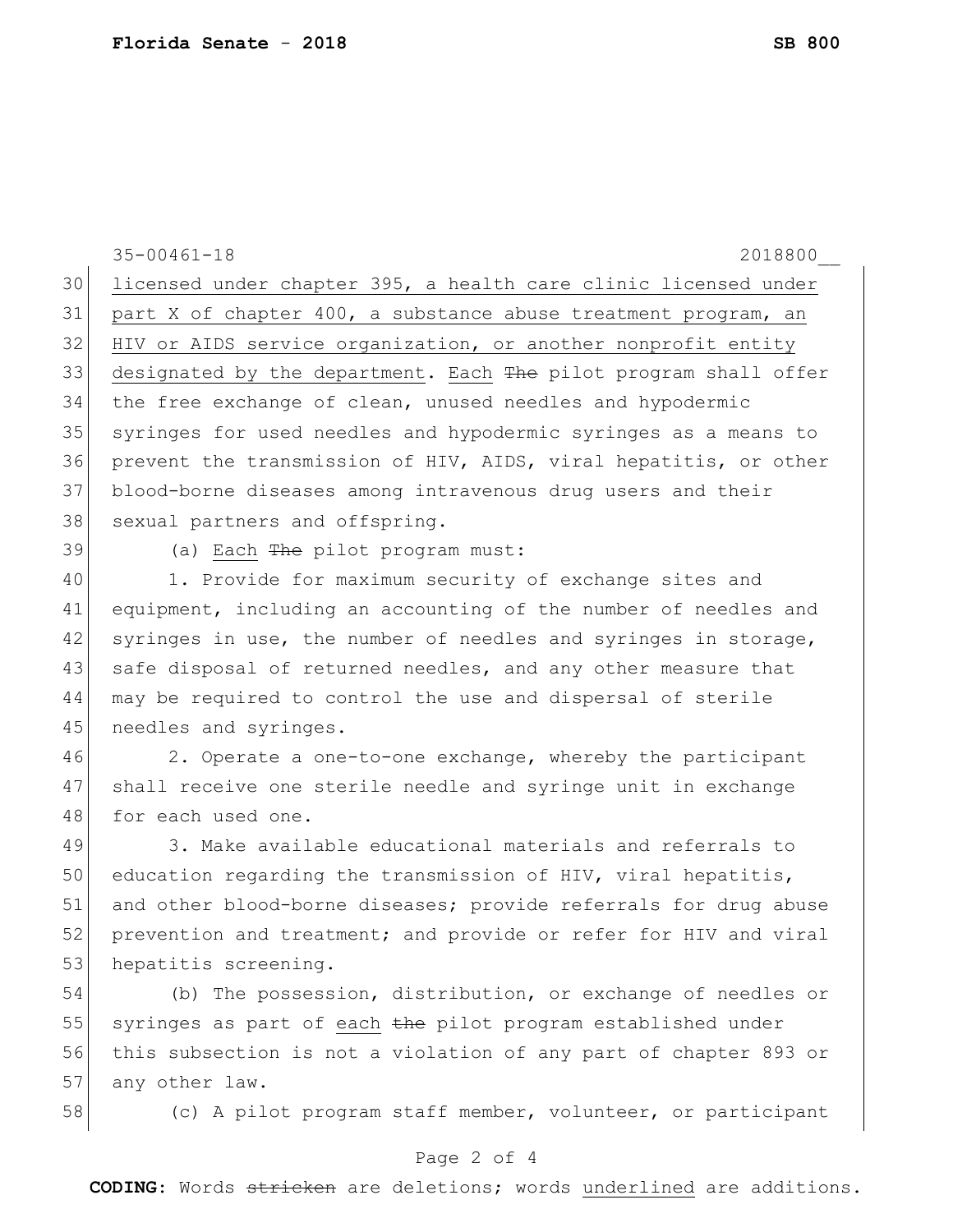<u>licensed under chapter 395, a health care clinic licensed under part X of chapter 400, a substance abuse treatment program, an HIV or AIDS service organization, or another nonprofit entity designated by the department</u>. <u>Each</u> ~~The~~ pilot program shall offer the free exchange of clean, unused needles and hypodermic syringes for used needles and hypodermic syringes as a means to prevent the transmission of HIV, AIDS, viral hepatitis, or other blood-borne diseases among intravenous drug users and their sexual partners and offspring.

(a) <u>Each</u> ~~The~~ pilot program must:

1. Provide for maximum security of exchange sites and equipment, including an accounting of the number of needles and syringes in use, the number of needles and syringes in storage, safe disposal of returned needles, and any other measure that may be required to control the use and dispersal of sterile needles and syringes.

2. Operate a one-to-one exchange, whereby the participant shall receive one sterile needle and syringe unit in exchange for each used one.

3. Make available educational materials and referrals to education regarding the transmission of HIV, viral hepatitis, and other blood-borne diseases; provide referrals for drug abuse prevention and treatment; and provide or refer for HIV and viral hepatitis screening.

(b) The possession, distribution, or exchange of needles or syringes as part of <u>each</u> ~~the~~ pilot program established under this subsection is not a violation of any part of chapter 893 or any other law.

(c) A pilot program staff member, volunteer, or participant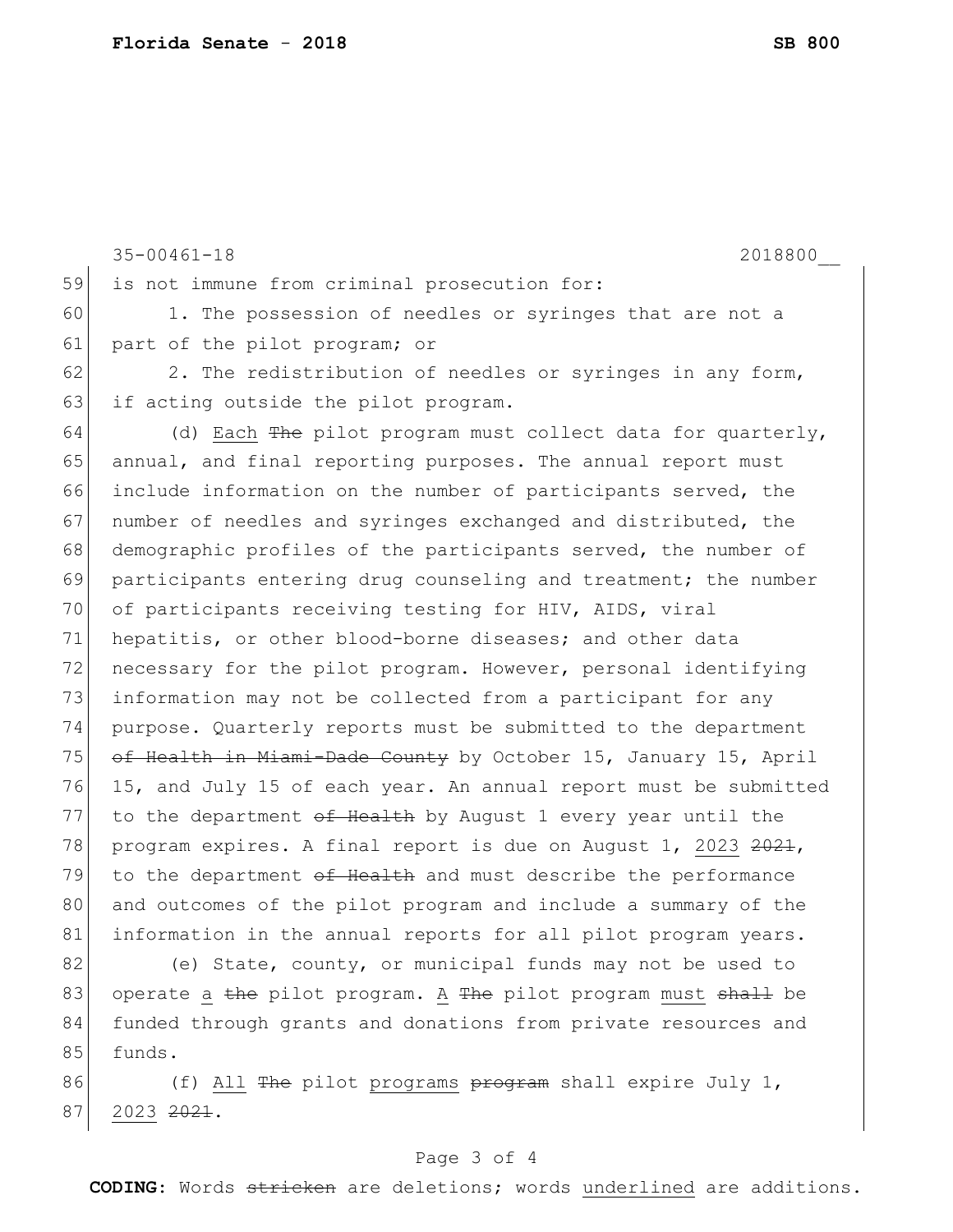is not immune from criminal prosecution for:

1. The possession of needles or syringes that are not a part of the pilot program; or

2. The redistribution of needles or syringes in any form, if acting outside the pilot program.

(d) <u>Each</u> ~~The~~ pilot program must collect data for quarterly, annual, and final reporting purposes. The annual report must include information on the number of participants served, the number of needles and syringes exchanged and distributed, the demographic profiles of the participants served, the number of participants entering drug counseling and treatment; the number of participants receiving testing for HIV, AIDS, viral hepatitis, or other blood-borne diseases; and other data necessary for the pilot program. However, personal identifying information may not be collected from a participant for any purpose. Quarterly reports must be submitted to the department ~~of Health in Miami-Dade County~~ by October 15, January 15, April 15, and July 15 of each year. An annual report must be submitted to the department ~~of Health~~ by August 1 every year until the program expires. A final report is due on August 1, <u>2023</u> ~~2021~~, to the department ~~of Health~~ and must describe the performance and outcomes of the pilot program and include a summary of the information in the annual reports for all pilot program years.

(e) State, county, or municipal funds may not be used to operate <u>a</u> ~~the~~ pilot program. <u>A</u> ~~The~~ pilot program <u>must</u> ~~shall~~ be funded through grants and donations from private resources and funds.

(f) <u>All</u> ~~The~~ pilot <u>programs</u> ~~program~~ shall expire July 1, <u>2023</u> ~~2021~~.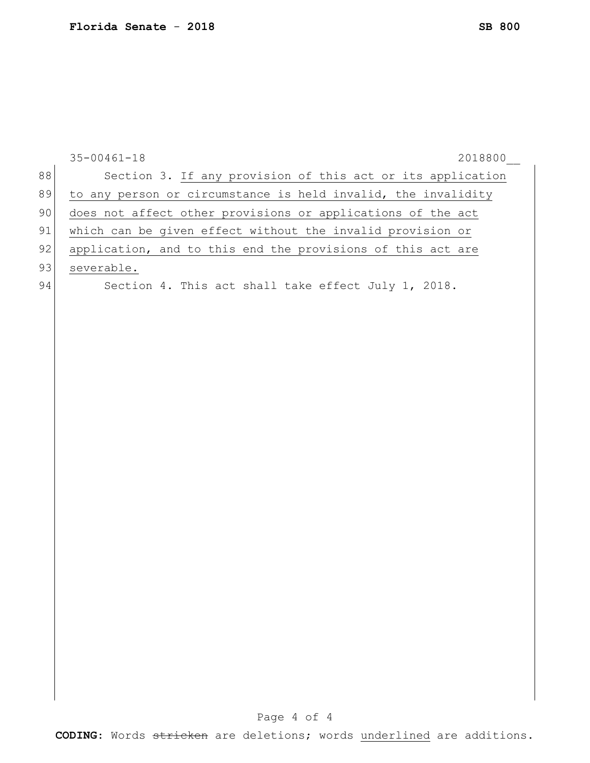Section 3. If any provision of this act or its application to any person or circumstance is held invalid, the invalidity does not affect other provisions or applications of the act which can be given effect without the invalid provision or application, and to this end the provisions of this act are severable.

Section 4. This act shall take effect July 1, 2018.